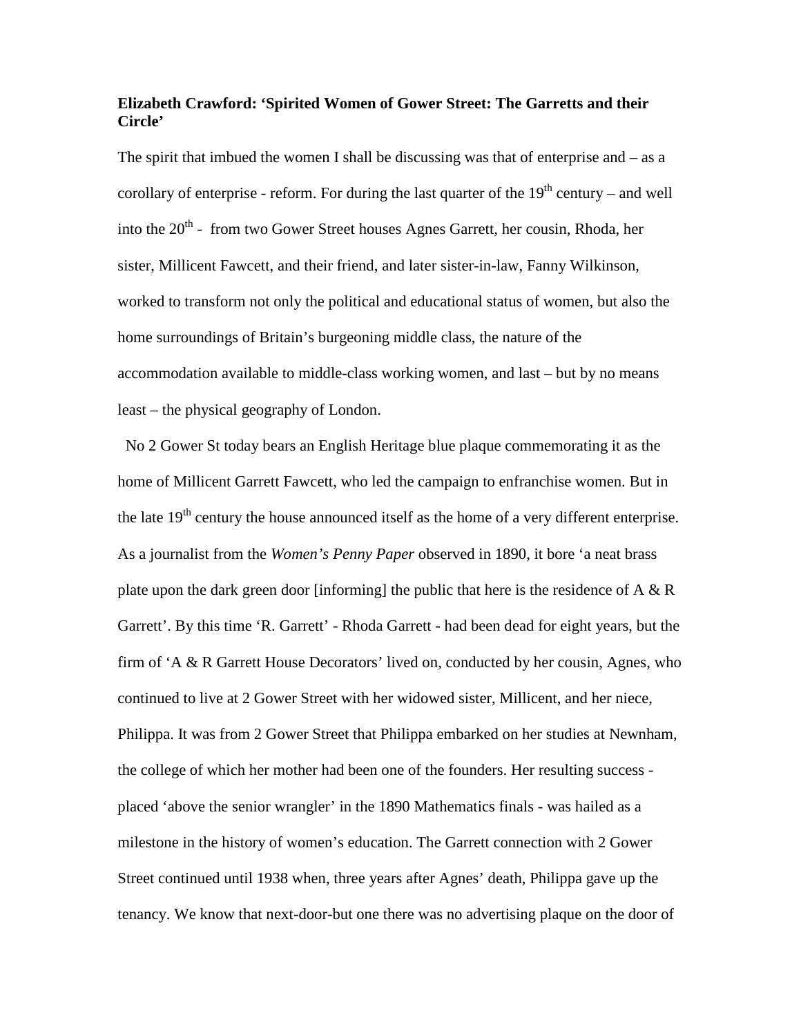**Elizabeth Crawford: 'Spirited Women of Gower Street: The Garretts and their Circle'**

The spirit that imbued the women I shall be discussing was that of enterprise and – as a corollary of enterprise - reform. For during the last quarter of the 19th century – and well into the 20th - from two Gower Street houses Agnes Garrett, her cousin, Rhoda, her sister, Millicent Fawcett, and their friend, and later sister-in-law, Fanny Wilkinson, worked to transform not only the political and educational status of women, but also the home surroundings of Britain's burgeoning middle class, the nature of the accommodation available to middle-class working women, and last – but by no means least – the physical geography of London.

No 2 Gower St today bears an English Heritage blue plaque commemorating it as the home of Millicent Garrett Fawcett, who led the campaign to enfranchise women. But in the late 19th century the house announced itself as the home of a very different enterprise. As a journalist from the *Women's Penny Paper* observed in 1890, it bore 'a neat brass plate upon the dark green door [informing] the public that here is the residence of A & R Garrett'. By this time 'R. Garrett' - Rhoda Garrett - had been dead for eight years, but the firm of 'A & R Garrett House Decorators' lived on, conducted by her cousin, Agnes, who continued to live at 2 Gower Street with her widowed sister, Millicent, and her niece, Philippa. It was from 2 Gower Street that Philippa embarked on her studies at Newnham, the college of which her mother had been one of the founders. Her resulting success - placed 'above the senior wrangler' in the 1890 Mathematics finals - was hailed as a milestone in the history of women's education. The Garrett connection with 2 Gower Street continued until 1938 when, three years after Agnes' death, Philippa gave up the tenancy. We know that next-door-but one there was no advertising plaque on the door of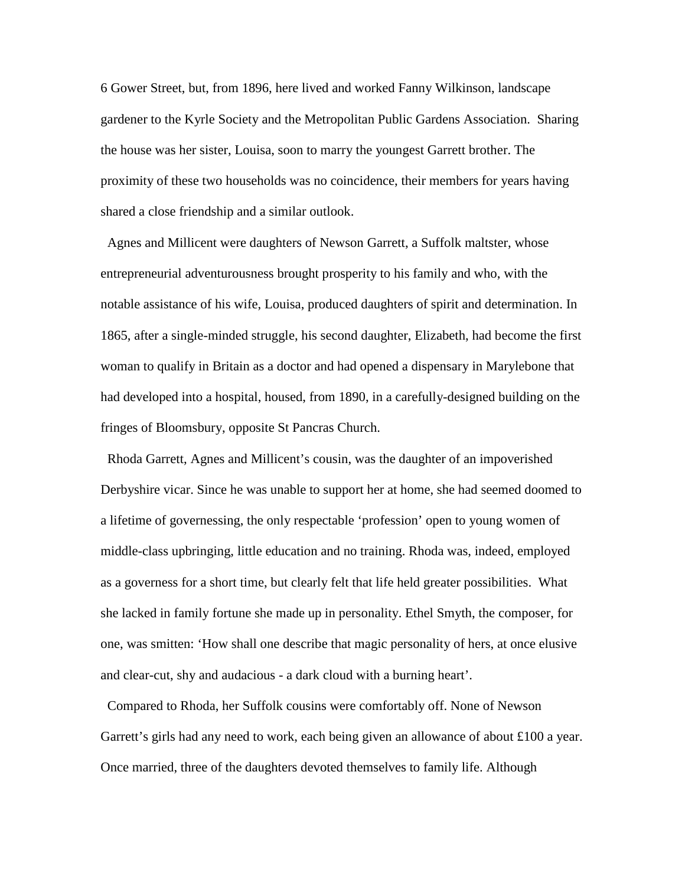6 Gower Street, but, from 1896, here lived and worked Fanny Wilkinson, landscape gardener to the Kyrle Society and the Metropolitan Public Gardens Association. Sharing the house was her sister, Louisa, soon to marry the youngest Garrett brother. The proximity of these two households was no coincidence, their members for years having shared a close friendship and a similar outlook.

Agnes and Millicent were daughters of Newson Garrett, a Suffolk maltster, whose entrepreneurial adventurousness brought prosperity to his family and who, with the notable assistance of his wife, Louisa, produced daughters of spirit and determination. In 1865, after a single-minded struggle, his second daughter, Elizabeth, had become the first woman to qualify in Britain as a doctor and had opened a dispensary in Marylebone that had developed into a hospital, housed, from 1890, in a carefully-designed building on the fringes of Bloomsbury, opposite St Pancras Church.

Rhoda Garrett, Agnes and Millicent's cousin, was the daughter of an impoverished Derbyshire vicar. Since he was unable to support her at home, she had seemed doomed to a lifetime of governessing, the only respectable 'profession' open to young women of middle-class upbringing, little education and no training. Rhoda was, indeed, employed as a governess for a short time, but clearly felt that life held greater possibilities. What she lacked in family fortune she made up in personality. Ethel Smyth, the composer, for one, was smitten: 'How shall one describe that magic personality of hers, at once elusive and clear-cut, shy and audacious - a dark cloud with a burning heart'.

Compared to Rhoda, her Suffolk cousins were comfortably off. None of Newson Garrett's girls had any need to work, each being given an allowance of about £100 a year. Once married, three of the daughters devoted themselves to family life. Although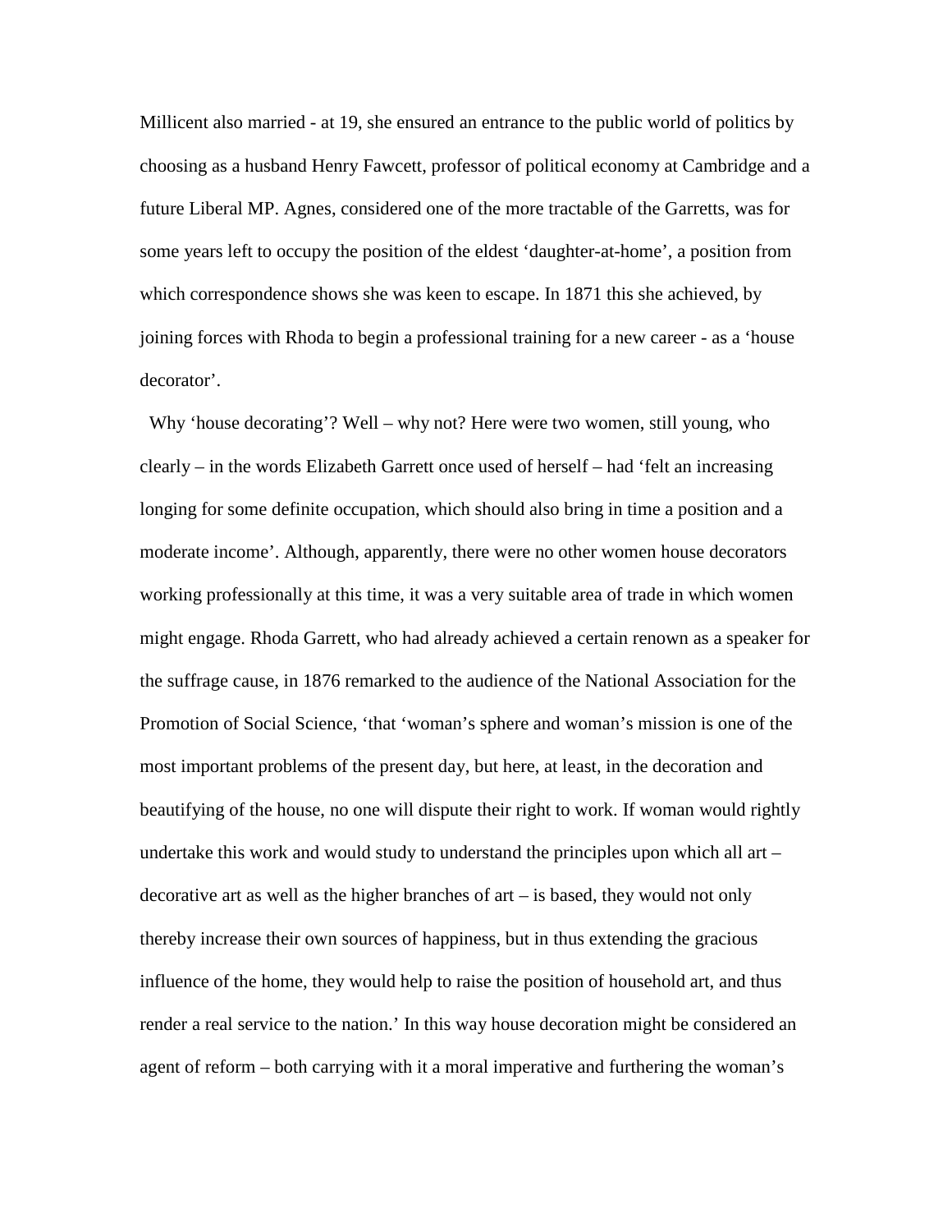Millicent also married - at 19, she ensured an entrance to the public world of politics by choosing as a husband Henry Fawcett, professor of political economy at Cambridge and a future Liberal MP. Agnes, considered one of the more tractable of the Garretts, was for some years left to occupy the position of the eldest 'daughter-at-home', a position from which correspondence shows she was keen to escape. In 1871 this she achieved, by joining forces with Rhoda to begin a professional training for a new career - as a 'house decorator'.

Why 'house decorating'? Well – why not? Here were two women, still young, who clearly – in the words Elizabeth Garrett once used of herself – had 'felt an increasing longing for some definite occupation, which should also bring in time a position and a moderate income'. Although, apparently, there were no other women house decorators working professionally at this time, it was a very suitable area of trade in which women might engage. Rhoda Garrett, who had already achieved a certain renown as a speaker for the suffrage cause, in 1876 remarked to the audience of the National Association for the Promotion of Social Science, 'that 'woman's sphere and woman's mission is one of the most important problems of the present day, but here, at least, in the decoration and beautifying of the house, no one will dispute their right to work. If woman would rightly undertake this work and would study to understand the principles upon which all art – decorative art as well as the higher branches of art – is based, they would not only thereby increase their own sources of happiness, but in thus extending the gracious influence of the home, they would help to raise the position of household art, and thus render a real service to the nation.' In this way house decoration might be considered an agent of reform – both carrying with it a moral imperative and furthering the woman's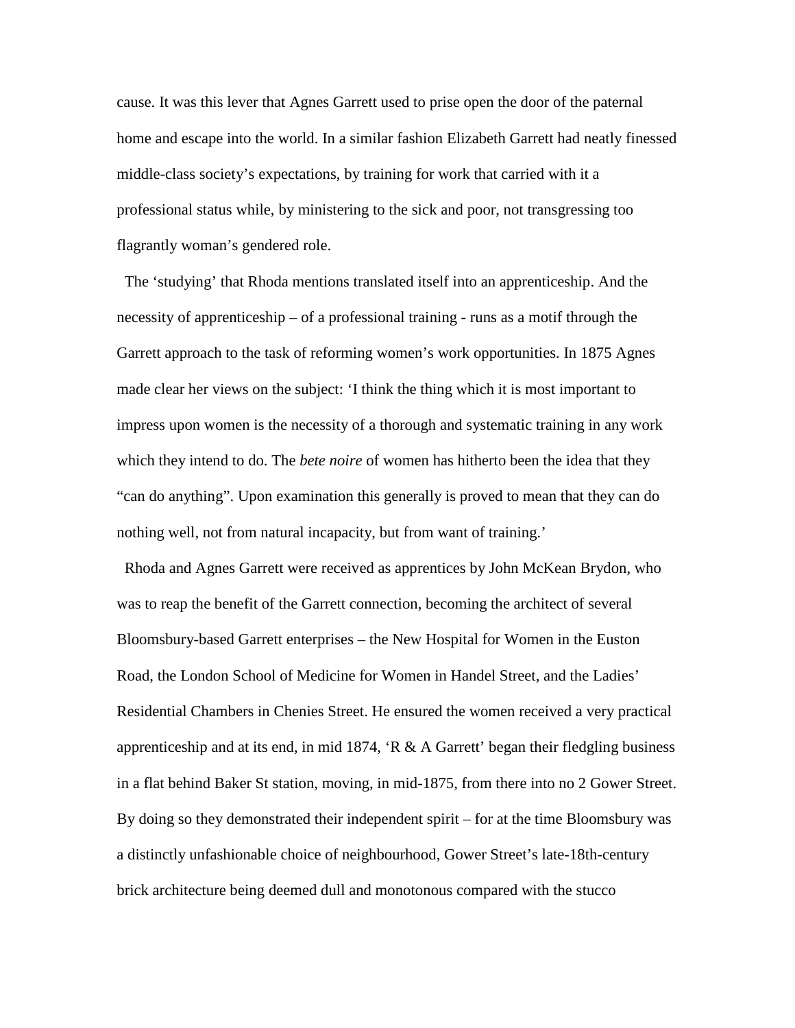cause. It was this lever that Agnes Garrett used to prise open the door of the paternal home and escape into the world. In a similar fashion Elizabeth Garrett had neatly finessed middle-class society's expectations, by training for work that carried with it a professional status while, by ministering to the sick and poor, not transgressing too flagrantly woman's gendered role.

The 'studying' that Rhoda mentions translated itself into an apprenticeship. And the necessity of apprenticeship – of a professional training - runs as a motif through the Garrett approach to the task of reforming women's work opportunities. In 1875 Agnes made clear her views on the subject: 'I think the thing which it is most important to impress upon women is the necessity of a thorough and systematic training in any work which they intend to do. The *bete noire* of women has hitherto been the idea that they "can do anything". Upon examination this generally is proved to mean that they can do nothing well, not from natural incapacity, but from want of training.'

Rhoda and Agnes Garrett were received as apprentices by John McKean Brydon, who was to reap the benefit of the Garrett connection, becoming the architect of several Bloomsbury-based Garrett enterprises – the New Hospital for Women in the Euston Road, the London School of Medicine for Women in Handel Street, and the Ladies' Residential Chambers in Chenies Street. He ensured the women received a very practical apprenticeship and at its end, in mid 1874, 'R & A Garrett' began their fledgling business in a flat behind Baker St station, moving, in mid-1875, from there into no 2 Gower Street. By doing so they demonstrated their independent spirit – for at the time Bloomsbury was a distinctly unfashionable choice of neighbourhood, Gower Street's late-18th-century brick architecture being deemed dull and monotonous compared with the stucco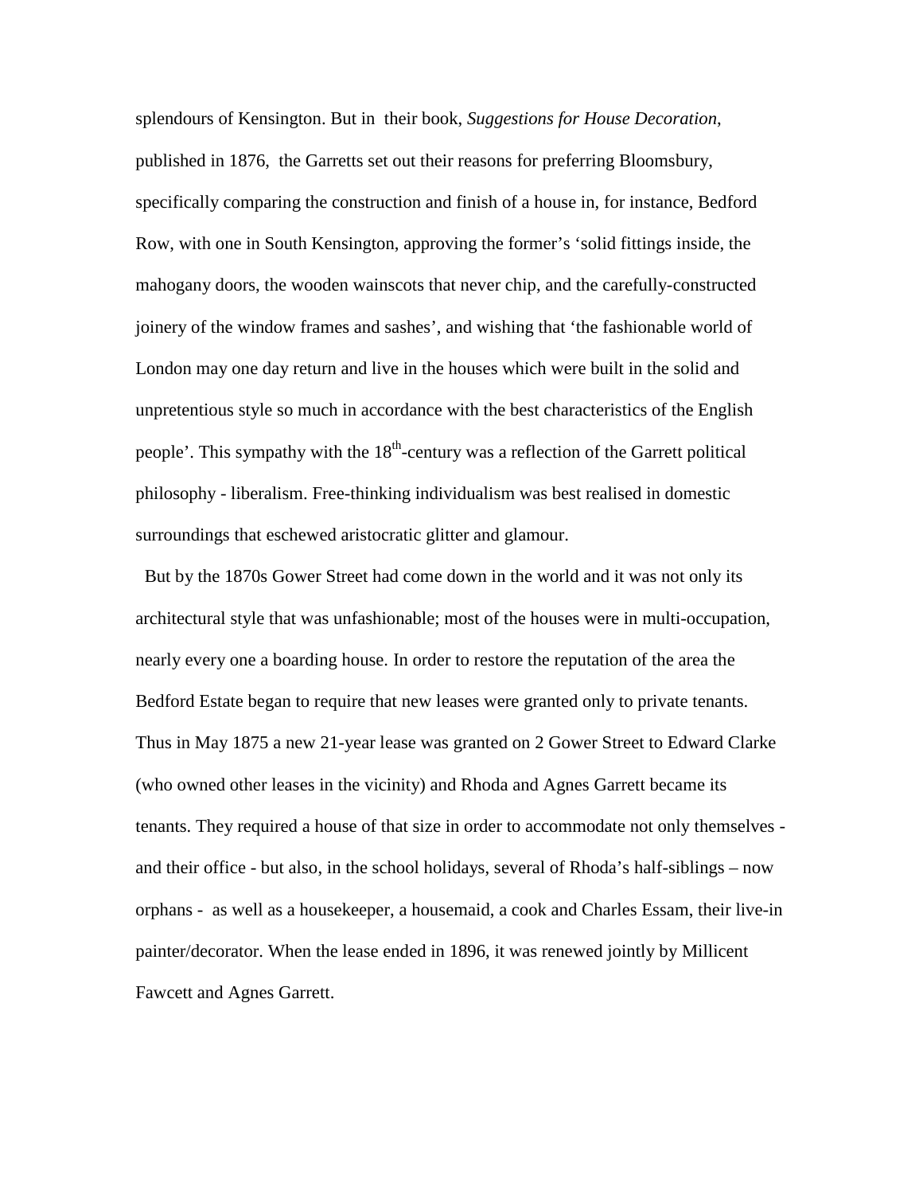splendours of Kensington. But in their book, *Suggestions for House Decoration*, published in 1876, the Garretts set out their reasons for preferring Bloomsbury, specifically comparing the construction and finish of a house in, for instance, Bedford Row, with one in South Kensington, approving the former's 'solid fittings inside, the mahogany doors, the wooden wainscots that never chip, and the carefully-constructed joinery of the window frames and sashes', and wishing that 'the fashionable world of London may one day return and live in the houses which were built in the solid and unpretentious style so much in accordance with the best characteristics of the English people'. This sympathy with the 18th-century was a reflection of the Garrett political philosophy - liberalism. Free-thinking individualism was best realised in domestic surroundings that eschewed aristocratic glitter and glamour.

But by the 1870s Gower Street had come down in the world and it was not only its architectural style that was unfashionable; most of the houses were in multi-occupation, nearly every one a boarding house. In order to restore the reputation of the area the Bedford Estate began to require that new leases were granted only to private tenants. Thus in May 1875 a new 21-year lease was granted on 2 Gower Street to Edward Clarke (who owned other leases in the vicinity) and Rhoda and Agnes Garrett became its tenants. They required a house of that size in order to accommodate not only themselves - and their office - but also, in the school holidays, several of Rhoda's half-siblings – now orphans - as well as a housekeeper, a housemaid, a cook and Charles Essam, their live-in painter/decorator. When the lease ended in 1896, it was renewed jointly by Millicent Fawcett and Agnes Garrett.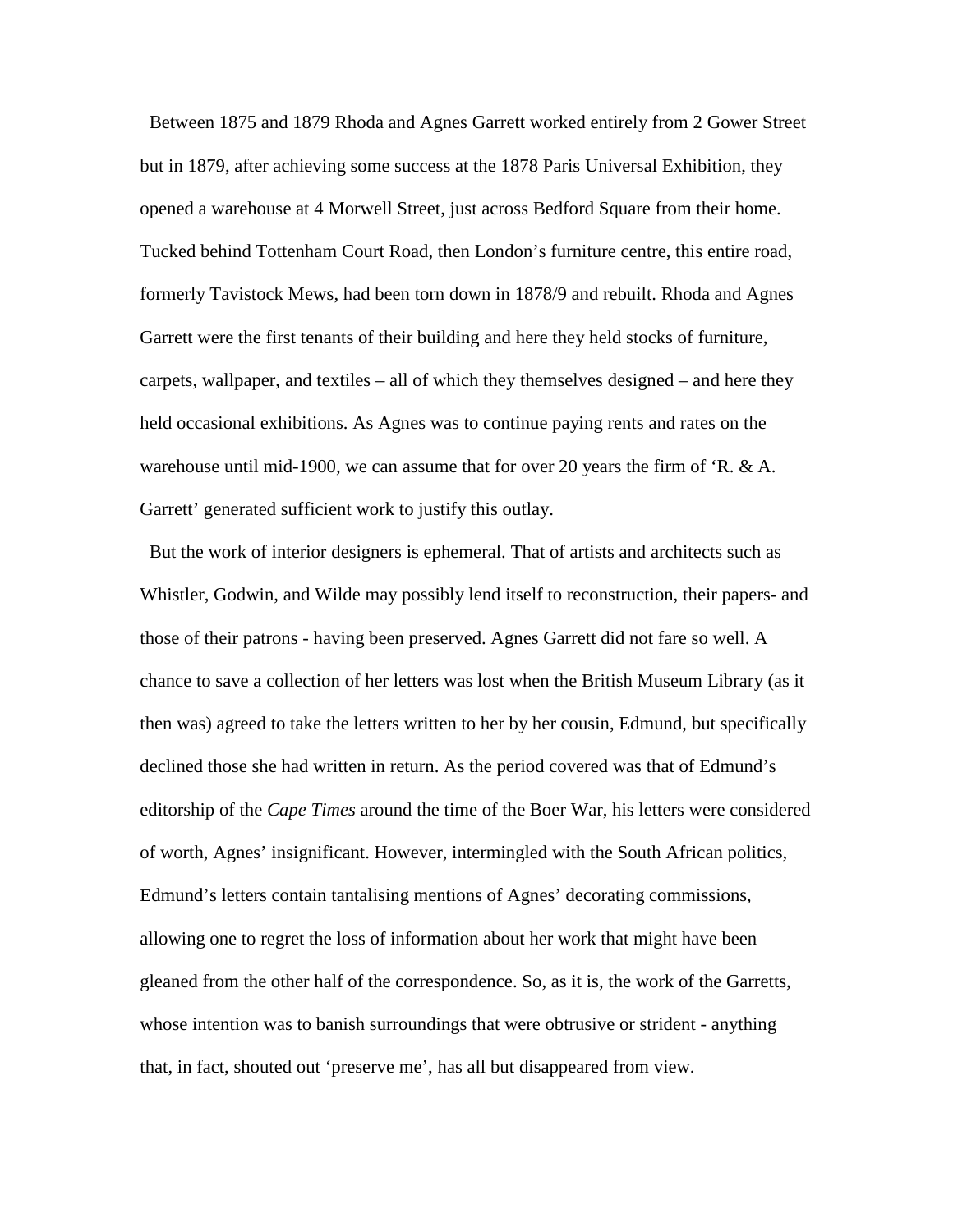Between 1875 and 1879 Rhoda and Agnes Garrett worked entirely from 2 Gower Street but in 1879, after achieving some success at the 1878 Paris Universal Exhibition, they opened a warehouse at 4 Morwell Street, just across Bedford Square from their home. Tucked behind Tottenham Court Road, then London's furniture centre, this entire road, formerly Tavistock Mews, had been torn down in 1878/9 and rebuilt. Rhoda and Agnes Garrett were the first tenants of their building and here they held stocks of furniture, carpets, wallpaper, and textiles – all of which they themselves designed – and here they held occasional exhibitions. As Agnes was to continue paying rents and rates on the warehouse until mid-1900, we can assume that for over 20 years the firm of 'R. & A. Garrett' generated sufficient work to justify this outlay.

But the work of interior designers is ephemeral. That of artists and architects such as Whistler, Godwin, and Wilde may possibly lend itself to reconstruction, their papers- and those of their patrons - having been preserved. Agnes Garrett did not fare so well. A chance to save a collection of her letters was lost when the British Museum Library (as it then was) agreed to take the letters written to her by her cousin, Edmund, but specifically declined those she had written in return. As the period covered was that of Edmund's editorship of the *Cape Times* around the time of the Boer War, his letters were considered of worth, Agnes' insignificant. However, intermingled with the South African politics, Edmund's letters contain tantalising mentions of Agnes' decorating commissions, allowing one to regret the loss of information about her work that might have been gleaned from the other half of the correspondence. So, as it is, the work of the Garretts, whose intention was to banish surroundings that were obtrusive or strident - anything that, in fact, shouted out 'preserve me', has all but disappeared from view.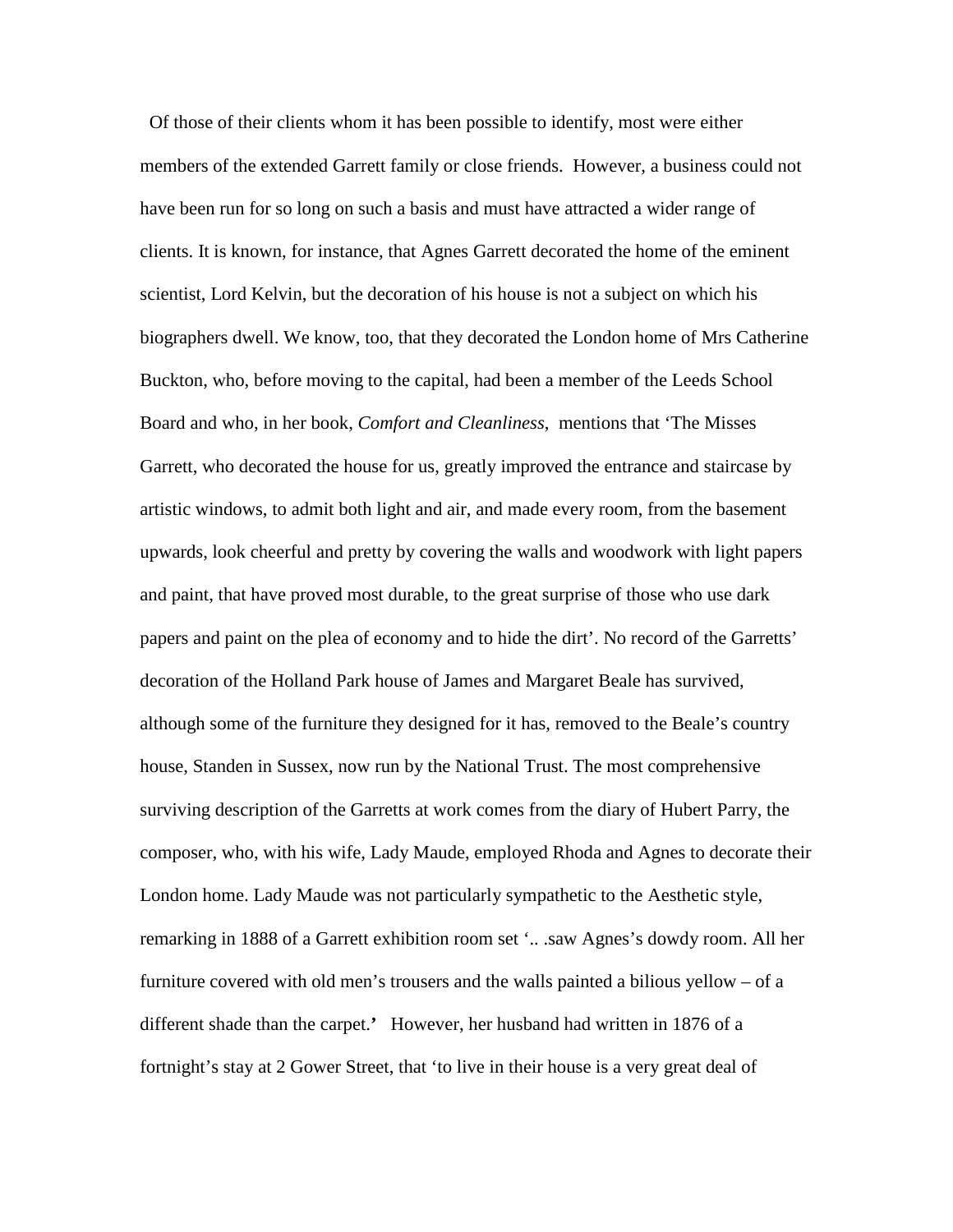Of those of their clients whom it has been possible to identify, most were either members of the extended Garrett family or close friends. However, a business could not have been run for so long on such a basis and must have attracted a wider range of clients. It is known, for instance, that Agnes Garrett decorated the home of the eminent scientist, Lord Kelvin, but the decoration of his house is not a subject on which his biographers dwell. We know, too, that they decorated the London home of Mrs Catherine Buckton, who, before moving to the capital, had been a member of the Leeds School Board and who, in her book, *Comfort and Cleanliness*, mentions that 'The Misses Garrett, who decorated the house for us, greatly improved the entrance and staircase by artistic windows, to admit both light and air, and made every room, from the basement upwards, look cheerful and pretty by covering the walls and woodwork with light papers and paint, that have proved most durable, to the great surprise of those who use dark papers and paint on the plea of economy and to hide the dirt'. No record of the Garretts' decoration of the Holland Park house of James and Margaret Beale has survived, although some of the furniture they designed for it has, removed to the Beale's country house, Standen in Sussex, now run by the National Trust. The most comprehensive surviving description of the Garretts at work comes from the diary of Hubert Parry, the composer, who, with his wife, Lady Maude, employed Rhoda and Agnes to decorate their London home. Lady Maude was not particularly sympathetic to the Aesthetic style, remarking in 1888 of a Garrett exhibition room set '.. .saw Agnes's dowdy room. All her furniture covered with old men's trousers and the walls painted a bilious yellow – of a different shade than the carpet.**'** However, her husband had written in 1876 of a fortnight's stay at 2 Gower Street, that 'to live in their house is a very great deal of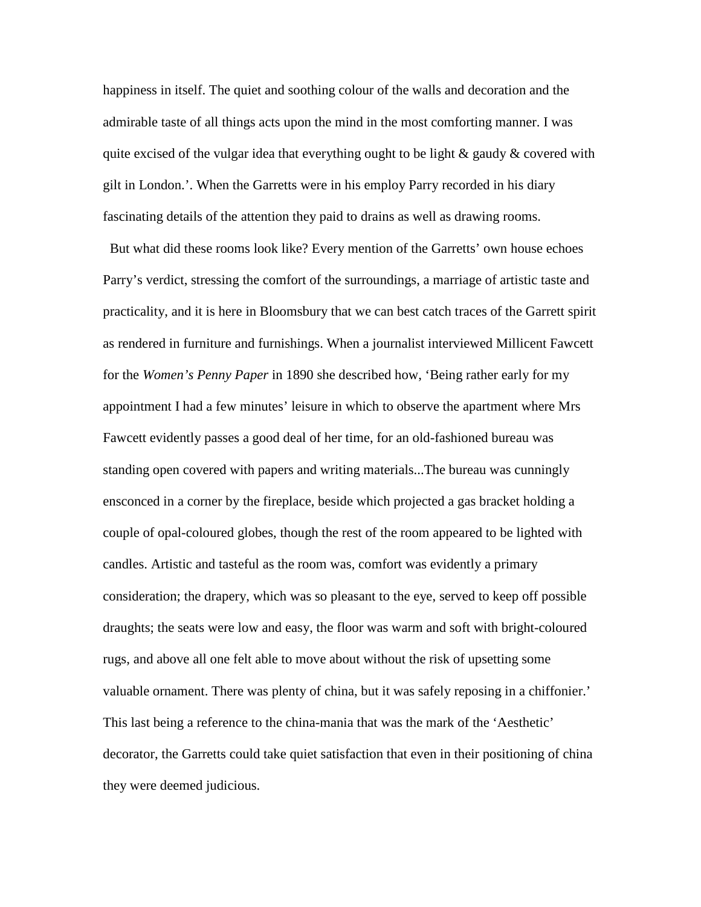happiness in itself. The quiet and soothing colour of the walls and decoration and the admirable taste of all things acts upon the mind in the most comforting manner. I was quite excised of the vulgar idea that everything ought to be light & gaudy & covered with gilt in London.’. When the Garretts were in his employ Parry recorded in his diary fascinating details of the attention they paid to drains as well as drawing rooms.

But what did these rooms look like? Every mention of the Garretts’ own house echoes Parry’s verdict, stressing the comfort of the surroundings, a marriage of artistic taste and practicality, and it is here in Bloomsbury that we can best catch traces of the Garrett spirit as rendered in furniture and furnishings. When a journalist interviewed Millicent Fawcett for the *Women’s Penny Paper* in 1890 she described how, ‘Being rather early for my appointment I had a few minutes’ leisure in which to observe the apartment where Mrs Fawcett evidently passes a good deal of her time, for an old-fashioned bureau was standing open covered with papers and writing materials...The bureau was cunningly ensconced in a corner by the fireplace, beside which projected a gas bracket holding a couple of opal-coloured globes, though the rest of the room appeared to be lighted with candles. Artistic and tasteful as the room was, comfort was evidently a primary consideration; the drapery, which was so pleasant to the eye, served to keep off possible draughts; the seats were low and easy, the floor was warm and soft with bright-coloured rugs, and above all one felt able to move about without the risk of upsetting some valuable ornament. There was plenty of china, but it was safely reposing in a chiffonier.’ This last being a reference to the china-mania that was the mark of the ‘Aesthetic’ decorator, the Garretts could take quiet satisfaction that even in their positioning of china they were deemed judicious.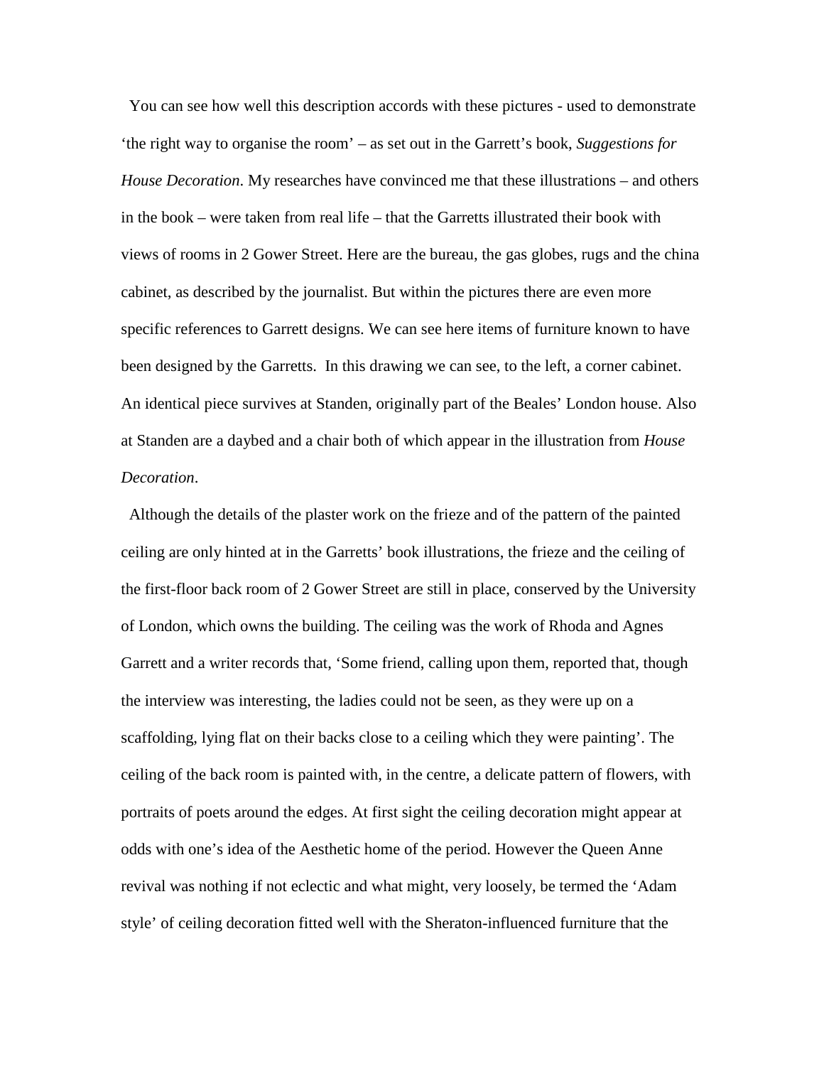You can see how well this description accords with these pictures - used to demonstrate 'the right way to organise the room' – as set out in the Garrett's book, *Suggestions for House Decoration*. My researches have convinced me that these illustrations – and others in the book – were taken from real life – that the Garretts illustrated their book with views of rooms in 2 Gower Street. Here are the bureau, the gas globes, rugs and the china cabinet, as described by the journalist. But within the pictures there are even more specific references to Garrett designs. We can see here items of furniture known to have been designed by the Garretts. In this drawing we can see, to the left, a corner cabinet. An identical piece survives at Standen, originally part of the Beales' London house. Also at Standen are a daybed and a chair both of which appear in the illustration from *House Decoration*.

Although the details of the plaster work on the frieze and of the pattern of the painted ceiling are only hinted at in the Garretts' book illustrations, the frieze and the ceiling of the first-floor back room of 2 Gower Street are still in place, conserved by the University of London, which owns the building. The ceiling was the work of Rhoda and Agnes Garrett and a writer records that, 'Some friend, calling upon them, reported that, though the interview was interesting, the ladies could not be seen, as they were up on a scaffolding, lying flat on their backs close to a ceiling which they were painting'. The ceiling of the back room is painted with, in the centre, a delicate pattern of flowers, with portraits of poets around the edges. At first sight the ceiling decoration might appear at odds with one's idea of the Aesthetic home of the period. However the Queen Anne revival was nothing if not eclectic and what might, very loosely, be termed the 'Adam style' of ceiling decoration fitted well with the Sheraton-influenced furniture that the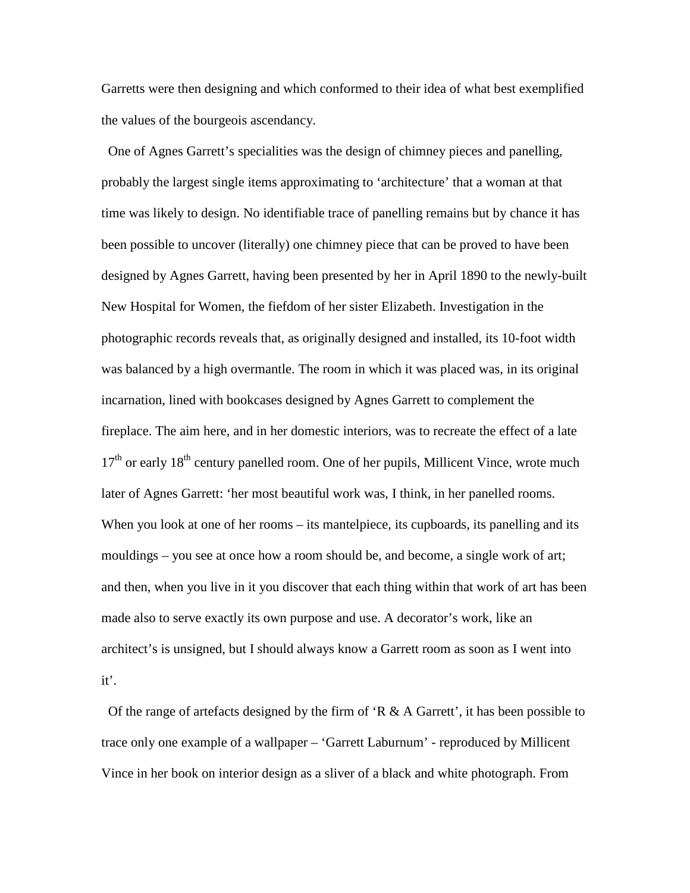Garretts were then designing and which conformed to their idea of what best exemplified the values of the bourgeois ascendancy.

One of Agnes Garrett's specialities was the design of chimney pieces and panelling, probably the largest single items approximating to 'architecture' that a woman at that time was likely to design. No identifiable trace of panelling remains but by chance it has been possible to uncover (literally) one chimney piece that can be proved to have been designed by Agnes Garrett, having been presented by her in April 1890 to the newly-built New Hospital for Women, the fiefdom of her sister Elizabeth. Investigation in the photographic records reveals that, as originally designed and installed, its 10-foot width was balanced by a high overmantle. The room in which it was placed was, in its original incarnation, lined with bookcases designed by Agnes Garrett to complement the fireplace. The aim here, and in her domestic interiors, was to recreate the effect of a late 17th or early 18th century panelled room. One of her pupils, Millicent Vince, wrote much later of Agnes Garrett: 'her most beautiful work was, I think, in her panelled rooms. When you look at one of her rooms – its mantelpiece, its cupboards, its panelling and its mouldings – you see at once how a room should be, and become, a single work of art; and then, when you live in it you discover that each thing within that work of art has been made also to serve exactly its own purpose and use. A decorator's work, like an architect's is unsigned, but I should always know a Garrett room as soon as I went into it'.

Of the range of artefacts designed by the firm of 'R & A Garrett', it has been possible to trace only one example of a wallpaper – 'Garrett Laburnum' - reproduced by Millicent Vince in her book on interior design as a sliver of a black and white photograph. From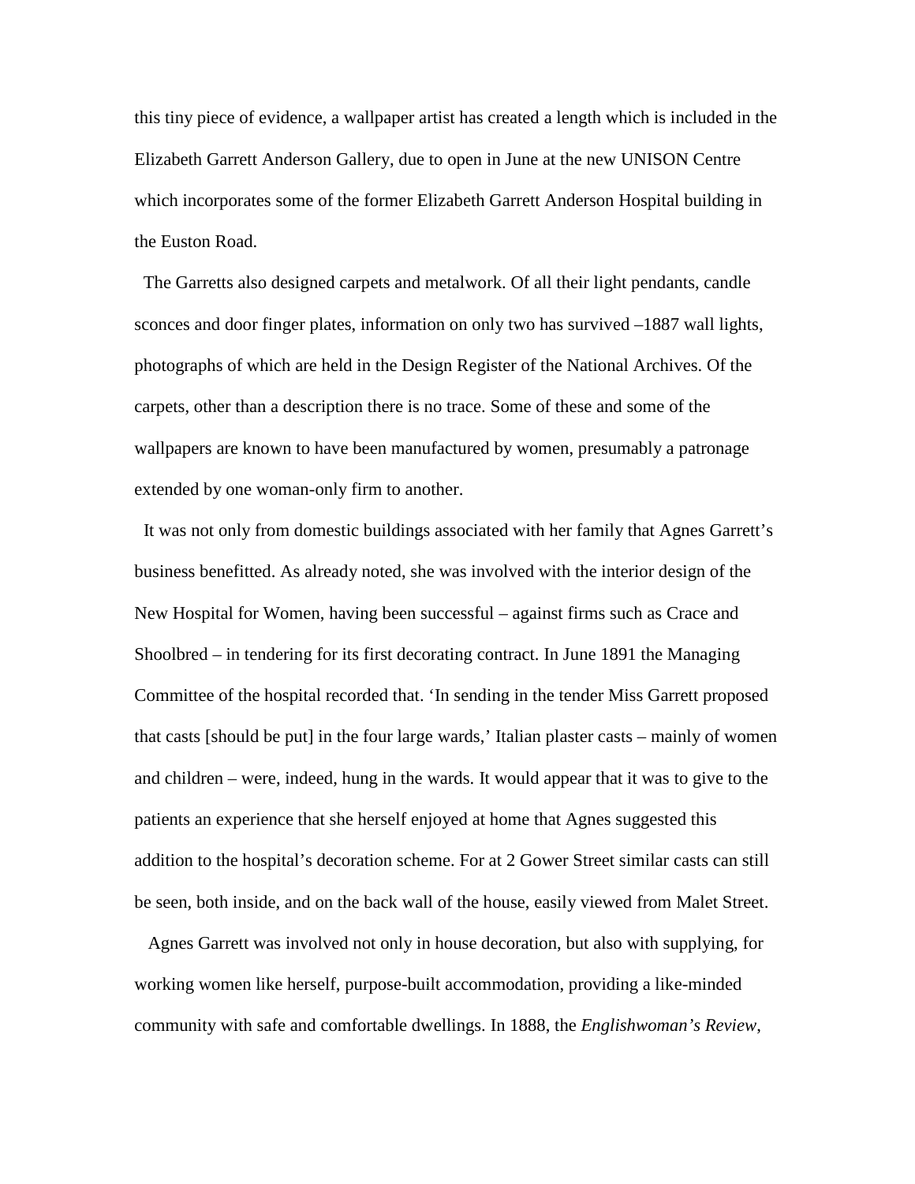this tiny piece of evidence, a wallpaper artist has created a length which is included in the Elizabeth Garrett Anderson Gallery, due to open in June at the new UNISON Centre which incorporates some of the former Elizabeth Garrett Anderson Hospital building in the Euston Road.

The Garretts also designed carpets and metalwork. Of all their light pendants, candle sconces and door finger plates, information on only two has survived –1887 wall lights, photographs of which are held in the Design Register of the National Archives. Of the carpets, other than a description there is no trace. Some of these and some of the wallpapers are known to have been manufactured by women, presumably a patronage extended by one woman-only firm to another.

It was not only from domestic buildings associated with her family that Agnes Garrett's business benefitted. As already noted, she was involved with the interior design of the New Hospital for Women, having been successful – against firms such as Crace and Shoolbred – in tendering for its first decorating contract. In June 1891 the Managing Committee of the hospital recorded that. 'In sending in the tender Miss Garrett proposed that casts [should be put] in the four large wards,' Italian plaster casts – mainly of women and children – were, indeed, hung in the wards. It would appear that it was to give to the patients an experience that she herself enjoyed at home that Agnes suggested this addition to the hospital's decoration scheme. For at 2 Gower Street similar casts can still be seen, both inside, and on the back wall of the house, easily viewed from Malet Street.

Agnes Garrett was involved not only in house decoration, but also with supplying, for working women like herself, purpose-built accommodation, providing a like-minded community with safe and comfortable dwellings. In 1888, the *Englishwoman's Review*,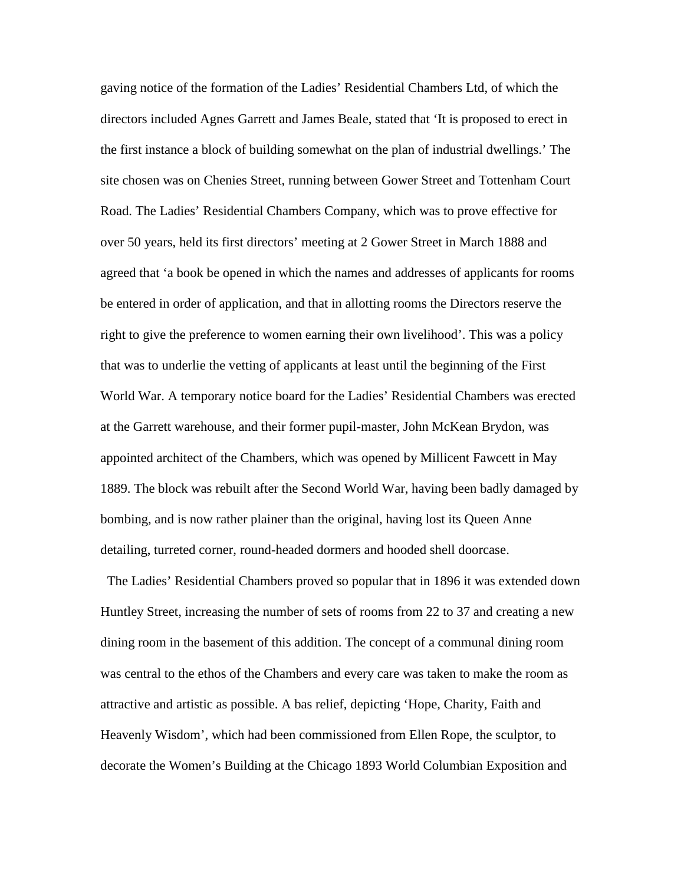gaving notice of the formation of the Ladies' Residential Chambers Ltd, of which the directors included Agnes Garrett and James Beale, stated that 'It is proposed to erect in the first instance a block of building somewhat on the plan of industrial dwellings.' The site chosen was on Chenies Street, running between Gower Street and Tottenham Court Road. The Ladies' Residential Chambers Company, which was to prove effective for over 50 years, held its first directors' meeting at 2 Gower Street in March 1888 and agreed that 'a book be opened in which the names and addresses of applicants for rooms be entered in order of application, and that in allotting rooms the Directors reserve the right to give the preference to women earning their own livelihood'. This was a policy that was to underlie the vetting of applicants at least until the beginning of the First World War. A temporary notice board for the Ladies' Residential Chambers was erected at the Garrett warehouse, and their former pupil-master, John McKean Brydon, was appointed architect of the Chambers, which was opened by Millicent Fawcett in May 1889. The block was rebuilt after the Second World War, having been badly damaged by bombing, and is now rather plainer than the original, having lost its Queen Anne detailing, turreted corner, round-headed dormers and hooded shell doorcase.

The Ladies' Residential Chambers proved so popular that in 1896 it was extended down Huntley Street, increasing the number of sets of rooms from 22 to 37 and creating a new dining room in the basement of this addition. The concept of a communal dining room was central to the ethos of the Chambers and every care was taken to make the room as attractive and artistic as possible. A bas relief, depicting 'Hope, Charity, Faith and Heavenly Wisdom', which had been commissioned from Ellen Rope, the sculptor, to decorate the Women's Building at the Chicago 1893 World Columbian Exposition and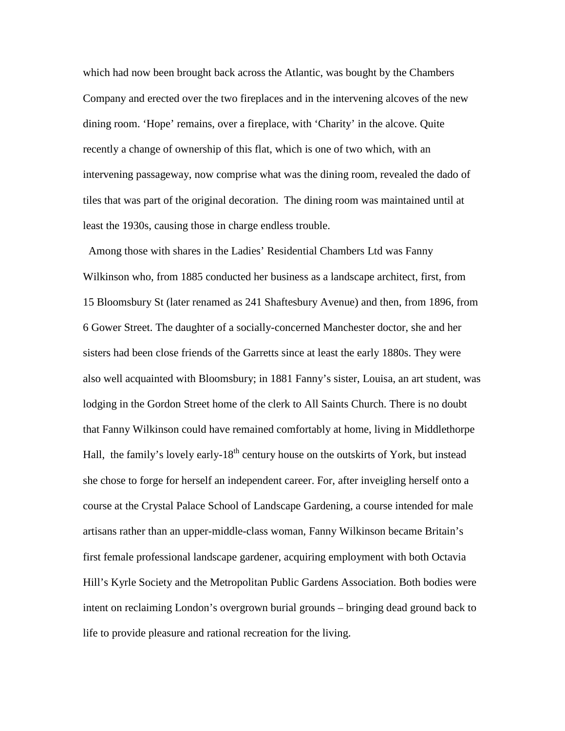which had now been brought back across the Atlantic, was bought by the Chambers Company and erected over the two fireplaces and in the intervening alcoves of the new dining room. 'Hope' remains, over a fireplace, with 'Charity' in the alcove. Quite recently a change of ownership of this flat, which is one of two which, with an intervening passageway, now comprise what was the dining room, revealed the dado of tiles that was part of the original decoration. The dining room was maintained until at least the 1930s, causing those in charge endless trouble.

Among those with shares in the Ladies' Residential Chambers Ltd was Fanny Wilkinson who, from 1885 conducted her business as a landscape architect, first, from 15 Bloomsbury St (later renamed as 241 Shaftesbury Avenue) and then, from 1896, from 6 Gower Street. The daughter of a socially-concerned Manchester doctor, she and her sisters had been close friends of the Garretts since at least the early 1880s. They were also well acquainted with Bloomsbury; in 1881 Fanny's sister, Louisa, an art student, was lodging in the Gordon Street home of the clerk to All Saints Church. There is no doubt that Fanny Wilkinson could have remained comfortably at home, living in Middlethorpe Hall, the family's lovely early-18th century house on the outskirts of York, but instead she chose to forge for herself an independent career. For, after inveigling herself onto a course at the Crystal Palace School of Landscape Gardening, a course intended for male artisans rather than an upper-middle-class woman, Fanny Wilkinson became Britain's first female professional landscape gardener, acquiring employment with both Octavia Hill's Kyrle Society and the Metropolitan Public Gardens Association. Both bodies were intent on reclaiming London's overgrown burial grounds – bringing dead ground back to life to provide pleasure and rational recreation for the living.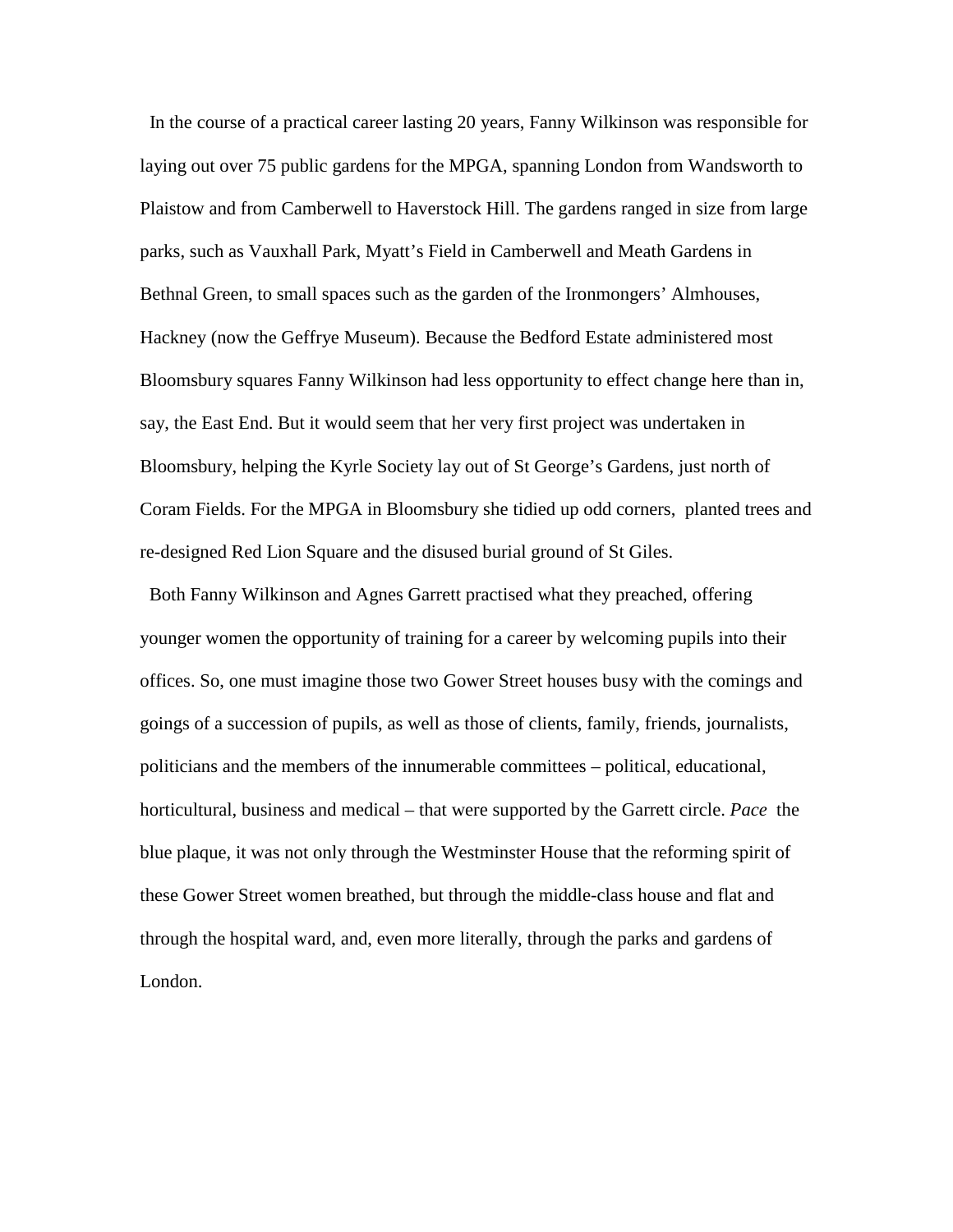In the course of a practical career lasting 20 years, Fanny Wilkinson was responsible for laying out over 75 public gardens for the MPGA, spanning London from Wandsworth to Plaistow and from Camberwell to Haverstock Hill. The gardens ranged in size from large parks, such as Vauxhall Park, Myatt's Field in Camberwell and Meath Gardens in Bethnal Green, to small spaces such as the garden of the Ironmongers' Almhouses, Hackney (now the Geffrye Museum). Because the Bedford Estate administered most Bloomsbury squares Fanny Wilkinson had less opportunity to effect change here than in, say, the East End. But it would seem that her very first project was undertaken in Bloomsbury, helping the Kyrle Society lay out of St George's Gardens, just north of Coram Fields. For the MPGA in Bloomsbury she tidied up odd corners, planted trees and re-designed Red Lion Square and the disused burial ground of St Giles.

Both Fanny Wilkinson and Agnes Garrett practised what they preached, offering younger women the opportunity of training for a career by welcoming pupils into their offices. So, one must imagine those two Gower Street houses busy with the comings and goings of a succession of pupils, as well as those of clients, family, friends, journalists, politicians and the members of the innumerable committees – political, educational, horticultural, business and medical – that were supported by the Garrett circle. *Pace* the blue plaque, it was not only through the Westminster House that the reforming spirit of these Gower Street women breathed, but through the middle-class house and flat and through the hospital ward, and, even more literally, through the parks and gardens of London.